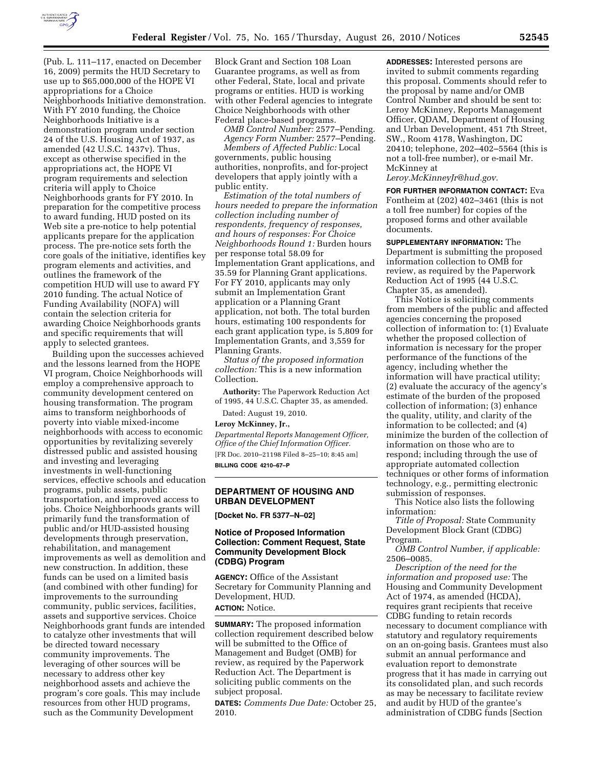(Pub. L. 111–117, enacted on December 16, 2009) permits the HUD Secretary to use up to $65,000,000 of the HOPE VI appropriations for a Choice Neighborhoods Initiative demonstration. With FY 2010 funding, the Choice Neighborhoods Initiative is a demonstration program under section 24 of the U.S. Housing Act of 1937, as amended (42 U.S.C. 1437v). Thus, except as otherwise specified in the appropriations act, the HOPE VI program requirements and selection criteria will apply to Choice Neighborhoods grants for FY 2010. In preparation for the competitive process to award funding, HUD posted on its Web site a pre-notice to help potential applicants prepare for the application process. The pre-notice sets forth the core goals of the initiative, identifies key program elements and activities, and outlines the framework of the competition HUD will use to award FY 2010 funding. The actual Notice of Funding Availability (NOFA) will contain the selection criteria for awarding Choice Neighborhoods grants and specific requirements that will apply to selected grantees.

Building upon the successes achieved and the lessons learned from the HOPE VI program, Choice Neighborhoods will employ a comprehensive approach to community development centered on housing transformation. The program aims to transform neighborhoods of poverty into viable mixed-income neighborhoods with access to economic opportunities by revitalizing severely distressed public and assisted housing and investing and leveraging investments in well-functioning services, effective schools and education programs, public assets, public transportation, and improved access to jobs. Choice Neighborhoods grants will primarily fund the transformation of public and/or HUD-assisted housing developments through preservation, rehabilitation, and management improvements as well as demolition and new construction. In addition, these funds can be used on a limited basis (and combined with other funding) for improvements to the surrounding community, public services, facilities, assets and supportive services. Choice Neighborhoods grant funds are intended to catalyze other investments that will be directed toward necessary community improvements. The leveraging of other sources will be necessary to address other key neighborhood assets and achieve the program's core goals. This may include resources from other HUD programs, such as the Community Development Block Grant and Section 108 Loan Guarantee programs, as well as from other Federal, State, local and private programs or entities. HUD is working with other Federal agencies to integrate Choice Neighborhoods with other Federal place-based programs.

*OMB Control Number:* 2577–Pending.

*Agency Form Number:* 2577–Pending.

*Members of Affected Public:* Local governments, public housing authorities, nonprofits, and for-project developers that apply jointly with a public entity.

*Estimation of the total numbers of hours needed to prepare the information collection including number of respondents, frequency of responses, and hours of responses: For Choice Neighborhoods Round 1:* Burden hours per response total 58.09 for Implementation Grant applications, and 35.59 for Planning Grant applications. For FY 2010, applicants may only submit an Implementation Grant application or a Planning Grant application, not both. The total burden hours, estimating 100 respondents for each grant application type, is 5,809 for Implementation Grants, and 3,559 for Planning Grants.

*Status of the proposed information collection:* This is a new information Collection.

**Authority:** The Paperwork Reduction Act of 1995, 44 U.S.C. Chapter 35, as amended.

Dated: August 19, 2010.

**Leroy McKinney, Jr.,**

*Departmental Reports Management Officer, Office of the Chief Information Officer.*

[FR Doc. 2010–21198 Filed 8–25–10; 8:45 am]

**BILLING CODE 4210–67–P**

## DEPARTMENT OF HOUSING AND URBAN DEVELOPMENT

**[Docket No. FR 5377–N–02]**

### Notice of Proposed Information Collection: Comment Request, State Community Development Block (CDBG) Program

**AGENCY:** Office of the Assistant Secretary for Community Planning and Development, HUD.

**ACTION:** Notice.

**SUMMARY:** The proposed information collection requirement described below will be submitted to the Office of Management and Budget (OMB) for review, as required by the Paperwork Reduction Act. The Department is soliciting public comments on the subject proposal.

**DATES:** *Comments Due Date:* October 25, 2010.

**ADDRESSES:** Interested persons are invited to submit comments regarding this proposal. Comments should refer to the proposal by name and/or OMB Control Number and should be sent to: Leroy McKinney, Reports Management Officer, QDAM, Department of Housing and Urban Development, 451 7th Street, SW., Room 4178, Washington, DC 20410; telephone, 202–402–5564 (this is not a toll-free number), or e-mail Mr. McKinney at *Leroy.McKinneyJr@hud.gov.*

**FOR FURTHER INFORMATION CONTACT:** Eva Fontheim at (202) 402–3461 (this is not a toll free number) for copies of the proposed forms and other available documents.

**SUPPLEMENTARY INFORMATION:** The Department is submitting the proposed information collection to OMB for review, as required by the Paperwork Reduction Act of 1995 (44 U.S.C. Chapter 35, as amended).

This Notice is soliciting comments from members of the public and affected agencies concerning the proposed collection of information to: (1) Evaluate whether the proposed collection of information is necessary for the proper performance of the functions of the agency, including whether the information will have practical utility; (2) evaluate the accuracy of the agency's estimate of the burden of the proposed collection of information; (3) enhance the quality, utility, and clarity of the information to be collected; and (4) minimize the burden of the collection of information on those who are to respond; including through the use of appropriate automated collection techniques or other forms of information technology, e.g., permitting electronic submission of responses.

This Notice also lists the following information:

*Title of Proposal:* State Community Development Block Grant (CDBG) Program.

*OMB Control Number, if applicable:* 2506–0085.

*Description of the need for the information and proposed use:* The Housing and Community Development Act of 1974, as amended (HCDA), requires grant recipients that receive CDBG funding to retain records necessary to document compliance with statutory and regulatory requirements on an on-going basis. Grantees must also submit an annual performance and evaluation report to demonstrate progress that it has made in carrying out its consolidated plan, and such records as may be necessary to facilitate review and audit by HUD of the grantee's administration of CDBG funds [Section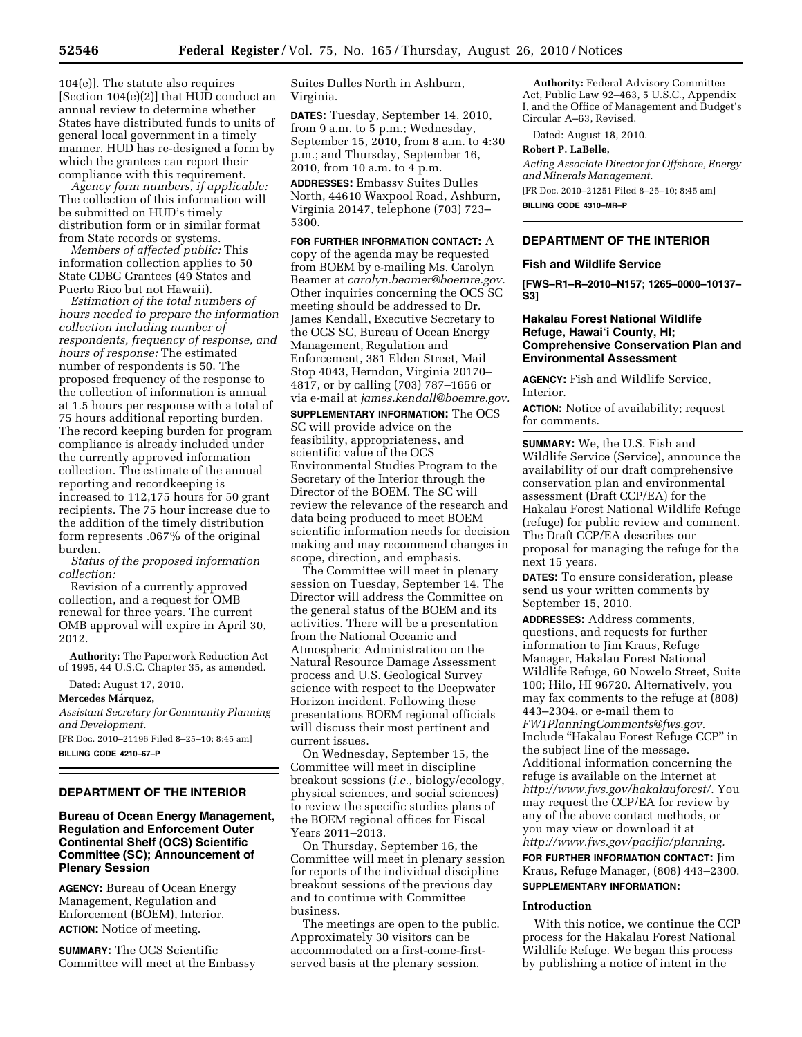104(e)]. The statute also requires [Section 104(e)(2)] that HUD conduct an annual review to determine whether States have distributed funds to units of general local government in a timely manner. HUD has re-designed a form by which the grantees can report their compliance with this requirement.

*Agency form numbers, if applicable:* The collection of this information will be submitted on HUD's timely distribution form or in similar format from State records or systems.

*Members of affected public:* This information collection applies to 50 State CDBG Grantees (49 States and Puerto Rico but not Hawaii).

*Estimation of the total numbers of hours needed to prepare the information collection including number of respondents, frequency of response, and hours of response:* The estimated number of respondents is 50. The proposed frequency of the response to the collection of information is annual at 1.5 hours per response with a total of 75 hours additional reporting burden. The record keeping burden for program compliance is already included under the currently approved information collection. The estimate of the annual reporting and recordkeeping is increased to 112,175 hours for 50 grant recipients. The 75 hour increase due to the addition of the timely distribution form represents .067% of the original burden.

*Status of the proposed information collection:*

Revision of a currently approved collection, and a request for OMB renewal for three years. The current OMB approval will expire in April 30, 2012.

**Authority:** The Paperwork Reduction Act of 1995, 44 U.S.C. Chapter 35, as amended.

Dated: August 17, 2010.

**Mercedes Márquez,**

*Assistant Secretary for Community Planning and Development.*

[FR Doc. 2010–21196 Filed 8–25–10; 8:45 am]

**BILLING CODE 4210–67–P**

---

## DEPARTMENT OF THE INTERIOR

### Bureau of Ocean Energy Management, Regulation and Enforcement Outer Continental Shelf (OCS) Scientific Committee (SC); Announcement of Plenary Session

**AGENCY:** Bureau of Ocean Energy Management, Regulation and Enforcement (BOEM), Interior.

**ACTION:** Notice of meeting.

**SUMMARY:** The OCS Scientific Committee will meet at the Embassy Suites Dulles North in Ashburn, Virginia.

**DATES:** Tuesday, September 14, 2010, from 9 a.m. to 5 p.m.; Wednesday, September 15, 2010, from 8 a.m. to 4:30 p.m.; and Thursday, September 16, 2010, from 10 a.m. to 4 p.m.

**ADDRESSES:** Embassy Suites Dulles North, 44610 Waxpool Road, Ashburn, Virginia 20147, telephone (703) 723–5300.

**FOR FURTHER INFORMATION CONTACT:** A copy of the agenda may be requested from BOEM by e-mailing Ms. Carolyn Beamer at *carolyn.beamer@boemre.gov.* Other inquiries concerning the OCS SC meeting should be addressed to Dr. James Kendall, Executive Secretary to the OCS SC, Bureau of Ocean Energy Management, Regulation and Enforcement, 381 Elden Street, Mail Stop 4043, Herndon, Virginia 20170–4817, or by calling (703) 787–1656 or via e-mail at *james.kendall@boemre.gov.*

**SUPPLEMENTARY INFORMATION:** The OCS SC will provide advice on the feasibility, appropriateness, and scientific value of the OCS Environmental Studies Program to the Secretary of the Interior through the Director of the BOEM. The SC will review the relevance of the research and data being produced to meet BOEM scientific information needs for decision making and may recommend changes in scope, direction, and emphasis.

The Committee will meet in plenary session on Tuesday, September 14. The Director will address the Committee on the general status of the BOEM and its activities. There will be a presentation from the National Oceanic and Atmospheric Administration on the Natural Resource Damage Assessment process and U.S. Geological Survey science with respect to the Deepwater Horizon incident. Following these presentations BOEM regional officials will discuss their most pertinent and current issues.

On Wednesday, September 15, the Committee will meet in discipline breakout sessions (*i.e.,* biology/ecology, physical sciences, and social sciences) to review the specific studies plans of the BOEM regional offices for Fiscal Years 2011–2013.

On Thursday, September 16, the Committee will meet in plenary session for reports of the individual discipline breakout sessions of the previous day and to continue with Committee business.

The meetings are open to the public. Approximately 30 visitors can be accommodated on a first-come-first-served basis at the plenary session.

**Authority:** Federal Advisory Committee Act, Public Law 92–463, 5 U.S.C., Appendix I, and the Office of Management and Budget's Circular A–63, Revised.

Dated: August 18, 2010.

**Robert P. LaBelle,**

*Acting Associate Director for Offshore, Energy and Minerals Management.*

[FR Doc. 2010–21251 Filed 8–25–10; 8:45 am]

**BILLING CODE 4310–MR–P**

---

## DEPARTMENT OF THE INTERIOR

### Fish and Wildlife Service

**[FWS–R1–R–2010–N157; 1265–0000–10137–S3]**

### Hakalau Forest National Wildlife Refuge, Hawai'i County, HI; Comprehensive Conservation Plan and Environmental Assessment

**AGENCY:** Fish and Wildlife Service, Interior.

**ACTION:** Notice of availability; request for comments.

**SUMMARY:** We, the U.S. Fish and Wildlife Service (Service), announce the availability of our draft comprehensive conservation plan and environmental assessment (Draft CCP/EA) for the Hakalau Forest National Wildlife Refuge (refuge) for public review and comment. The Draft CCP/EA describes our proposal for managing the refuge for the next 15 years.

**DATES:** To ensure consideration, please send us your written comments by September 15, 2010.

**ADDRESSES:** Address comments, questions, and requests for further information to Jim Kraus, Refuge Manager, Hakalau Forest National Wildlife Refuge, 60 Nowelo Street, Suite 100; Hilo, HI 96720. Alternatively, you may fax comments to the refuge at (808) 443–2304, or e-mail them to *FW1PlanningComments@fws.gov.* Include "Hakalau Forest Refuge CCP" in the subject line of the message. Additional information concerning the refuge is available on the Internet at *http://www.fws.gov/hakalauforest/.* You may request the CCP/EA for review by any of the above contact methods, or you may view or download it at *http://www.fws.gov/pacific/planning.*

**FOR FURTHER INFORMATION CONTACT:** Jim Kraus, Refuge Manager, (808) 443–2300.

**SUPPLEMENTARY INFORMATION:**

#### Introduction

With this notice, we continue the CCP process for the Hakalau Forest National Wildlife Refuge. We began this process by publishing a notice of intent in the